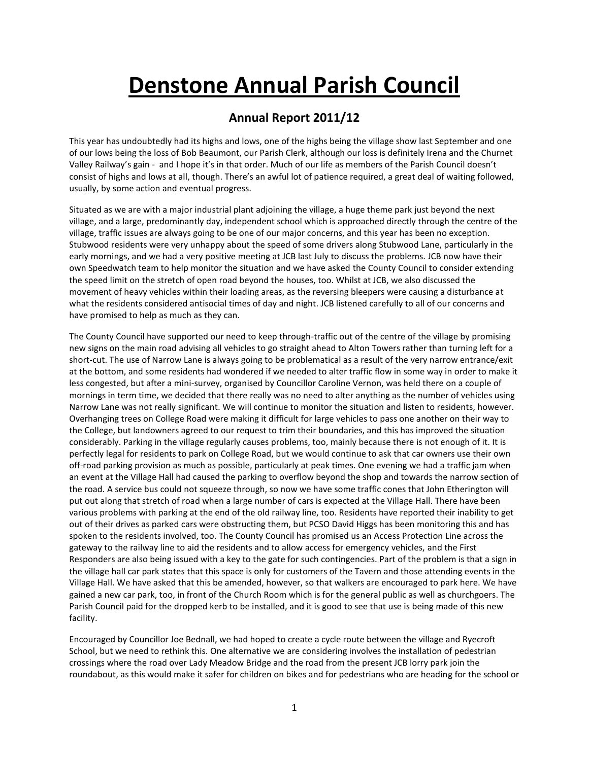# Denstone Annual Parish Council

## Annual Report 2011/12

This year has undoubtedly had its highs and lows, one of the highs being the village show last September and one of our lows being the loss of Bob Beaumont, our Parish Clerk, although our loss is definitely Irena and the Churnet Valley Railway's gain - and I hope it's in that order. Much of our life as members of the Parish Council doesn't consist of highs and lows at all, though. There's an awful lot of patience required, a great deal of waiting followed, usually, by some action and eventual progress.

Situated as we are with a major industrial plant adjoining the village, a huge theme park just beyond the next village, and a large, predominantly day, independent school which is approached directly through the centre of the village, traffic issues are always going to be one of our major concerns, and this year has been no exception. Stubwood residents were very unhappy about the speed of some drivers along Stubwood Lane, particularly in the early mornings, and we had a very positive meeting at JCB last July to discuss the problems. JCB now have their own Speedwatch team to help monitor the situation and we have asked the County Council to consider extending the speed limit on the stretch of open road beyond the houses, too. Whilst at JCB, we also discussed the movement of heavy vehicles within their loading areas, as the reversing bleepers were causing a disturbance at what the residents considered antisocial times of day and night. JCB listened carefully to all of our concerns and have promised to help as much as they can.

The County Council have supported our need to keep through-traffic out of the centre of the village by promising new signs on the main road advising all vehicles to go straight ahead to Alton Towers rather than turning left for a short-cut. The use of Narrow Lane is always going to be problematical as a result of the very narrow entrance/exit at the bottom, and some residents had wondered if we needed to alter traffic flow in some way in order to make it less congested, but after a mini-survey, organised by Councillor Caroline Vernon, was held there on a couple of mornings in term time, we decided that there really was no need to alter anything as the number of vehicles using Narrow Lane was not really significant. We will continue to monitor the situation and listen to residents, however. Overhanging trees on College Road were making it difficult for large vehicles to pass one another on their way to the College, but landowners agreed to our request to trim their boundaries, and this has improved the situation considerably. Parking in the village regularly causes problems, too, mainly because there is not enough of it. It is perfectly legal for residents to park on College Road, but we would continue to ask that car owners use their own off-road parking provision as much as possible, particularly at peak times. One evening we had a traffic jam when an event at the Village Hall had caused the parking to overflow beyond the shop and towards the narrow section of the road. A service bus could not squeeze through, so now we have some traffic cones that John Etherington will put out along that stretch of road when a large number of cars is expected at the Village Hall. There have been various problems with parking at the end of the old railway line, too. Residents have reported their inability to get out of their drives as parked cars were obstructing them, but PCSO David Higgs has been monitoring this and has spoken to the residents involved, too. The County Council has promised us an Access Protection Line across the gateway to the railway line to aid the residents and to allow access for emergency vehicles, and the First Responders are also being issued with a key to the gate for such contingencies. Part of the problem is that a sign in the village hall car park states that this space is only for customers of the Tavern and those attending events in the Village Hall. We have asked that this be amended, however, so that walkers are encouraged to park here. We have gained a new car park, too, in front of the Church Room which is for the general public as well as churchgoers. The Parish Council paid for the dropped kerb to be installed, and it is good to see that use is being made of this new facility.

Encouraged by Councillor Joe Bednall, we had hoped to create a cycle route between the village and Ryecroft School, but we need to rethink this. One alternative we are considering involves the installation of pedestrian crossings where the road over Lady Meadow Bridge and the road from the present JCB lorry park join the roundabout, as this would make it safer for children on bikes and for pedestrians who are heading for the school or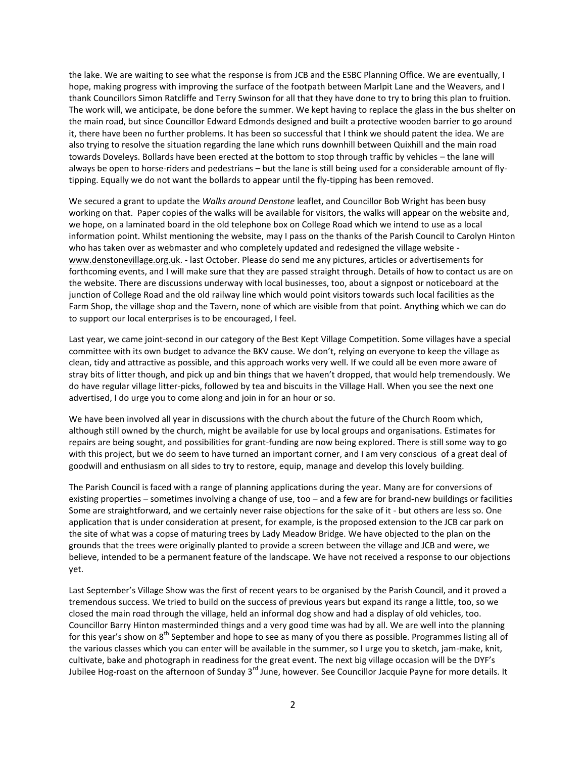the lake. We are waiting to see what the response is from JCB and the ESBC Planning Office. We are eventually, I hope, making progress with improving the surface of the footpath between Marlpit Lane and the Weavers, and I thank Councillors Simon Ratcliffe and Terry Swinson for all that they have done to try to bring this plan to fruition. The work will, we anticipate, be done before the summer. We kept having to replace the glass in the bus shelter on the main road, but since Councillor Edward Edmonds designed and built a protective wooden barrier to go around it, there have been no further problems. It has been so successful that I think we should patent the idea. We are also trying to resolve the situation regarding the lane which runs downhill between Quixhill and the main road towards Doveleys. Bollards have been erected at the bottom to stop through traffic by vehicles – the lane will always be open to horse-riders and pedestrians – but the lane is still being used for a considerable amount of fly-tipping. Equally we do not want the bollards to appear until the fly-tipping has been removed.

We secured a grant to update the *Walks around Denstone* leaflet, and Councillor Bob Wright has been busy working on that. Paper copies of the walks will be available for visitors, the walks will appear on the website and, we hope, on a laminated board in the old telephone box on College Road which we intend to use as a local information point. Whilst mentioning the website, may I pass on the thanks of the Parish Council to Carolyn Hinton who has taken over as webmaster and who completely updated and redesigned the village website - www.denstonevillage.org.uk. - last October. Please do send me any pictures, articles or advertisements for forthcoming events, and I will make sure that they are passed straight through. Details of how to contact us are on the website. There are discussions underway with local businesses, too, about a signpost or noticeboard at the junction of College Road and the old railway line which would point visitors towards such local facilities as the Farm Shop, the village shop and the Tavern, none of which are visible from that point. Anything which we can do to support our local enterprises is to be encouraged, I feel.

Last year, we came joint-second in our category of the Best Kept Village Competition. Some villages have a special committee with its own budget to advance the BKV cause. We don't, relying on everyone to keep the village as clean, tidy and attractive as possible, and this approach works very well. If we could all be even more aware of stray bits of litter though, and pick up and bin things that we haven't dropped, that would help tremendously. We do have regular village litter-picks, followed by tea and biscuits in the Village Hall. When you see the next one advertised, I do urge you to come along and join in for an hour or so.

We have been involved all year in discussions with the church about the future of the Church Room which, although still owned by the church, might be available for use by local groups and organisations. Estimates for repairs are being sought, and possibilities for grant-funding are now being explored. There is still some way to go with this project, but we do seem to have turned an important corner, and I am very conscious of a great deal of goodwill and enthusiasm on all sides to try to restore, equip, manage and develop this lovely building.

The Parish Council is faced with a range of planning applications during the year. Many are for conversions of existing properties – sometimes involving a change of use, too – and a few are for brand-new buildings or facilities Some are straightforward, and we certainly never raise objections for the sake of it - but others are less so. One application that is under consideration at present, for example, is the proposed extension to the JCB car park on the site of what was a copse of maturing trees by Lady Meadow Bridge. We have objected to the plan on the grounds that the trees were originally planted to provide a screen between the village and JCB and were, we believe, intended to be a permanent feature of the landscape. We have not received a response to our objections yet.

Last September's Village Show was the first of recent years to be organised by the Parish Council, and it proved a tremendous success. We tried to build on the success of previous years but expand its range a little, too, so we closed the main road through the village, held an informal dog show and had a display of old vehicles, too. Councillor Barry Hinton masterminded things and a very good time was had by all. We are well into the planning for this year's show on 8th September and hope to see as many of you there as possible. Programmes listing all of the various classes which you can enter will be available in the summer, so I urge you to sketch, jam-make, knit, cultivate, bake and photograph in readiness for the great event. The next big village occasion will be the DYF's Jubilee Hog-roast on the afternoon of Sunday 3rd June, however. See Councillor Jacquie Payne for more details. It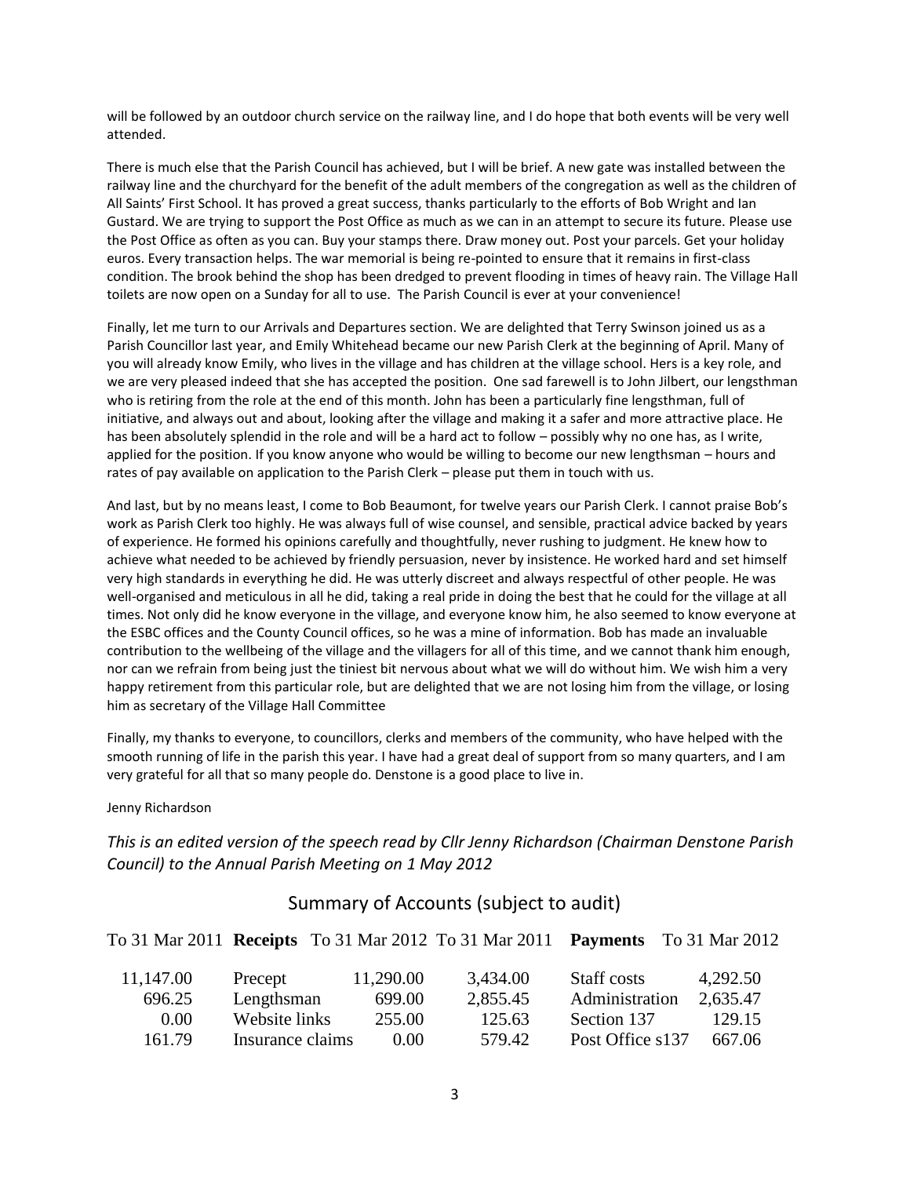will be followed by an outdoor church service on the railway line, and I do hope that both events will be very well attended.

There is much else that the Parish Council has achieved, but I will be brief. A new gate was installed between the railway line and the churchyard for the benefit of the adult members of the congregation as well as the children of All Saints' First School. It has proved a great success, thanks particularly to the efforts of Bob Wright and Ian Gustard. We are trying to support the Post Office as much as we can in an attempt to secure its future. Please use the Post Office as often as you can. Buy your stamps there. Draw money out. Post your parcels. Get your holiday euros. Every transaction helps. The war memorial is being re-pointed to ensure that it remains in first-class condition. The brook behind the shop has been dredged to prevent flooding in times of heavy rain. The Village Hall toilets are now open on a Sunday for all to use. The Parish Council is ever at your convenience!

Finally, let me turn to our Arrivals and Departures section. We are delighted that Terry Swinson joined us as a Parish Councillor last year, and Emily Whitehead became our new Parish Clerk at the beginning of April. Many of you will already know Emily, who lives in the village and has children at the village school. Hers is a key role, and we are very pleased indeed that she has accepted the position. One sad farewell is to John Jilbert, our lengsthman who is retiring from the role at the end of this month. John has been a particularly fine lengsthman, full of initiative, and always out and about, looking after the village and making it a safer and more attractive place. He has been absolutely splendid in the role and will be a hard act to follow – possibly why no one has, as I write, applied for the position. If you know anyone who would be willing to become our new lengthsman – hours and rates of pay available on application to the Parish Clerk – please put them in touch with us.

And last, but by no means least, I come to Bob Beaumont, for twelve years our Parish Clerk. I cannot praise Bob's work as Parish Clerk too highly. He was always full of wise counsel, and sensible, practical advice backed by years of experience. He formed his opinions carefully and thoughtfully, never rushing to judgment. He knew how to achieve what needed to be achieved by friendly persuasion, never by insistence. He worked hard and set himself very high standards in everything he did. He was utterly discreet and always respectful of other people. He was well-organised and meticulous in all he did, taking a real pride in doing the best that he could for the village at all times. Not only did he know everyone in the village, and everyone know him, he also seemed to know everyone at the ESBC offices and the County Council offices, so he was a mine of information. Bob has made an invaluable contribution to the wellbeing of the village and the villagers for all of this time, and we cannot thank him enough, nor can we refrain from being just the tiniest bit nervous about what we will do without him. We wish him a very happy retirement from this particular role, but are delighted that we are not losing him from the village, or losing him as secretary of the Village Hall Committee

Finally, my thanks to everyone, to councillors, clerks and members of the community, who have helped with the smooth running of life in the parish this year. I have had a great deal of support from so many quarters, and I am very grateful for all that so many people do. Denstone is a good place to live in.

Jenny Richardson

*This is an edited version of the speech read by Cllr Jenny Richardson (Chairman Denstone Parish Council) to the Annual Parish Meeting on 1 May 2012*

## Summary of Accounts (subject to audit)

| To 31 Mar 2011 | **Receipts** | To 31 Mar 2012 | To 31 Mar 2011 | **Payments** | To 31 Mar 2012 |
|---|---|---|---|---|---|
| 11,147.00 | Precept | 11,290.00 | 3,434.00 | Staff costs | 4,292.50 |
| 696.25 | Lengthsman | 699.00 | 2,855.45 | Administration | 2,635.47 |
| 0.00 | Website links | 255.00 | 125.63 | Section 137 | 129.15 |
| 161.79 | Insurance claims | 0.00 | 579.42 | Post Office s137 | 667.06 |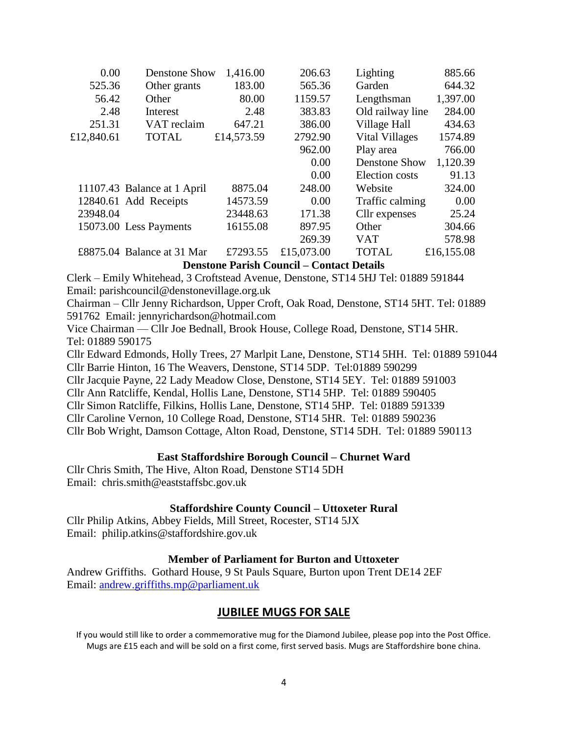| | | | | | |
|---|---|---|---|---|---|
| 0.00 | Denstone Show | 1,416.00 | 206.63 | Lighting | 885.66 |
| 525.36 | Other grants | 183.00 | 565.36 | Garden | 644.32 |
| 56.42 | Other | 80.00 | 1159.57 | Lengthsman | 1,397.00 |
| 2.48 | Interest | 2.48 | 383.83 | Old railway line | 284.00 |
| 251.31 | VAT reclaim | 647.21 | 386.00 | Village Hall | 434.63 |
| £12,840.61 | TOTAL | £14,573.59 | 2792.90 | Vital Villages | 1574.89 |
| | | | 962.00 | Play area | 766.00 |
| | | | 0.00 | Denstone Show | 1,120.39 |
| | | | 0.00 | Election costs | 91.13 |
| 11107.43 | Balance at 1 April | 8875.04 | 248.00 | Website | 324.00 |
| 12840.61 | Add Receipts | 14573.59 | 0.00 | Traffic calming | 0.00 |
| 23948.04 | | 23448.63 | 171.38 | Cllr expenses | 25.24 |
| 15073.00 | Less Payments | 16155.08 | 897.95 | Other | 304.66 |
| | | | 269.39 | VAT | 578.98 |
| £8875.04 | Balance at 31 Mar | £7293.55 | £15,073.00 | TOTAL | £16,155.08 |

**Denstone Parish Council – Contact Details**

Clerk – Emily Whitehead, 3 Croftstead Avenue, Denstone, ST14 5HJ Tel: 01889 591844
Email: parishcouncil@denstonevillage.org.uk
Chairman – Cllr Jenny Richardson, Upper Croft, Oak Road, Denstone, ST14 5HT. Tel: 01889 591762 Email: jennyrichardson@hotmail.com
Vice Chairman — Cllr Joe Bednall, Brook House, College Road, Denstone, ST14 5HR. Tel: 01889 590175
Cllr Edward Edmonds, Holly Trees, 27 Marlpit Lane, Denstone, ST14 5HH. Tel: 01889 591044
Cllr Barrie Hinton, 16 The Weavers, Denstone, ST14 5DP. Tel:01889 590299
Cllr Jacquie Payne, 22 Lady Meadow Close, Denstone, ST14 5EY. Tel: 01889 591003
Cllr Ann Ratcliffe, Kendal, Hollis Lane, Denstone, ST14 5HP. Tel: 01889 590405
Cllr Simon Ratcliffe, Filkins, Hollis Lane, Denstone, ST14 5HP. Tel: 01889 591339
Cllr Caroline Vernon, 10 College Road, Denstone, ST14 5HR. Tel: 01889 590236
Cllr Bob Wright, Damson Cottage, Alton Road, Denstone, ST14 5DH. Tel: 01889 590113

**East Staffordshire Borough Council – Churnet Ward**

Cllr Chris Smith, The Hive, Alton Road, Denstone ST14 5DH
Email: chris.smith@eaststaffsbc.gov.uk

**Staffordshire County Council – Uttoxeter Rural**

Cllr Philip Atkins, Abbey Fields, Mill Street, Rocester, ST14 5JX
Email: philip.atkins@staffordshire.gov.uk

**Member of Parliament for Burton and Uttoxeter**

Andrew Griffiths. Gothard House, 9 St Pauls Square, Burton upon Trent DE14 2EF
Email: andrew.griffiths.mp@parliament.uk

## JUBILEE MUGS FOR SALE

If you would still like to order a commemorative mug for the Diamond Jubilee, please pop into the Post Office. Mugs are £15 each and will be sold on a first come, first served basis. Mugs are Staffordshire bone china.